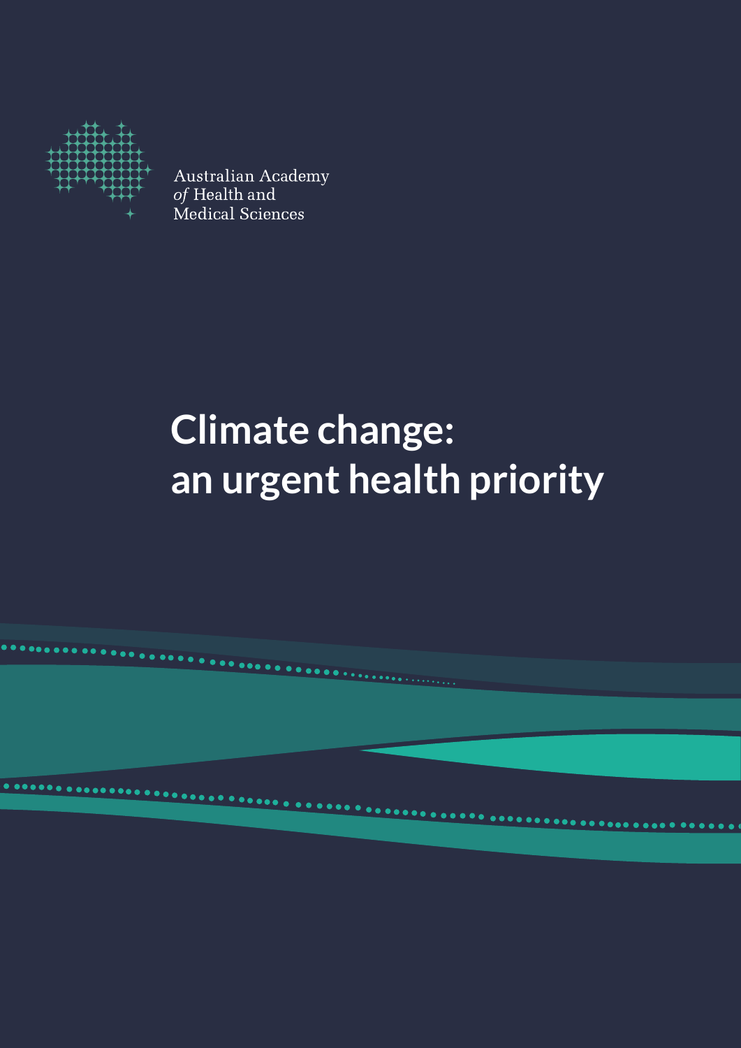Australian Academy
*of* Health and
Medical Sciences

# Climate change: an urgent health priority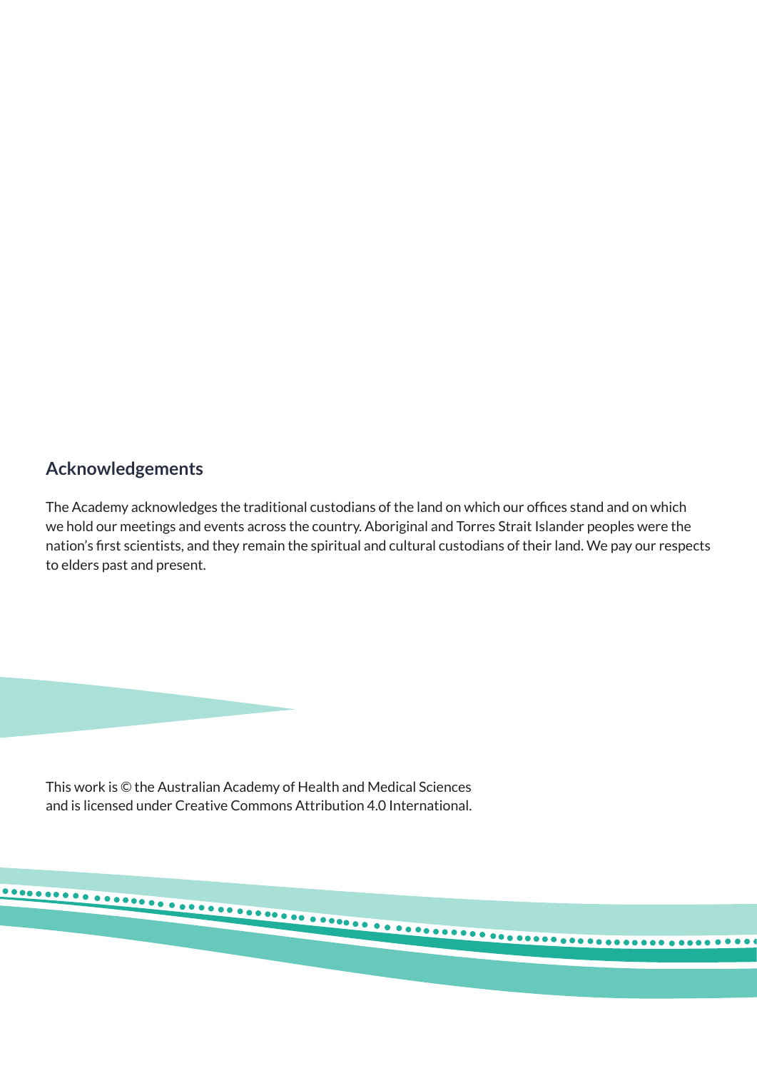## Acknowledgements

The Academy acknowledges the traditional custodians of the land on which our offices stand and on which we hold our meetings and events across the country. Aboriginal and Torres Strait Islander peoples were the nation's first scientists, and they remain the spiritual and cultural custodians of their land. We pay our respects to elders past and present.

This work is © the Australian Academy of Health and Medical Sciences and is licensed under Creative Commons Attribution 4.0 International.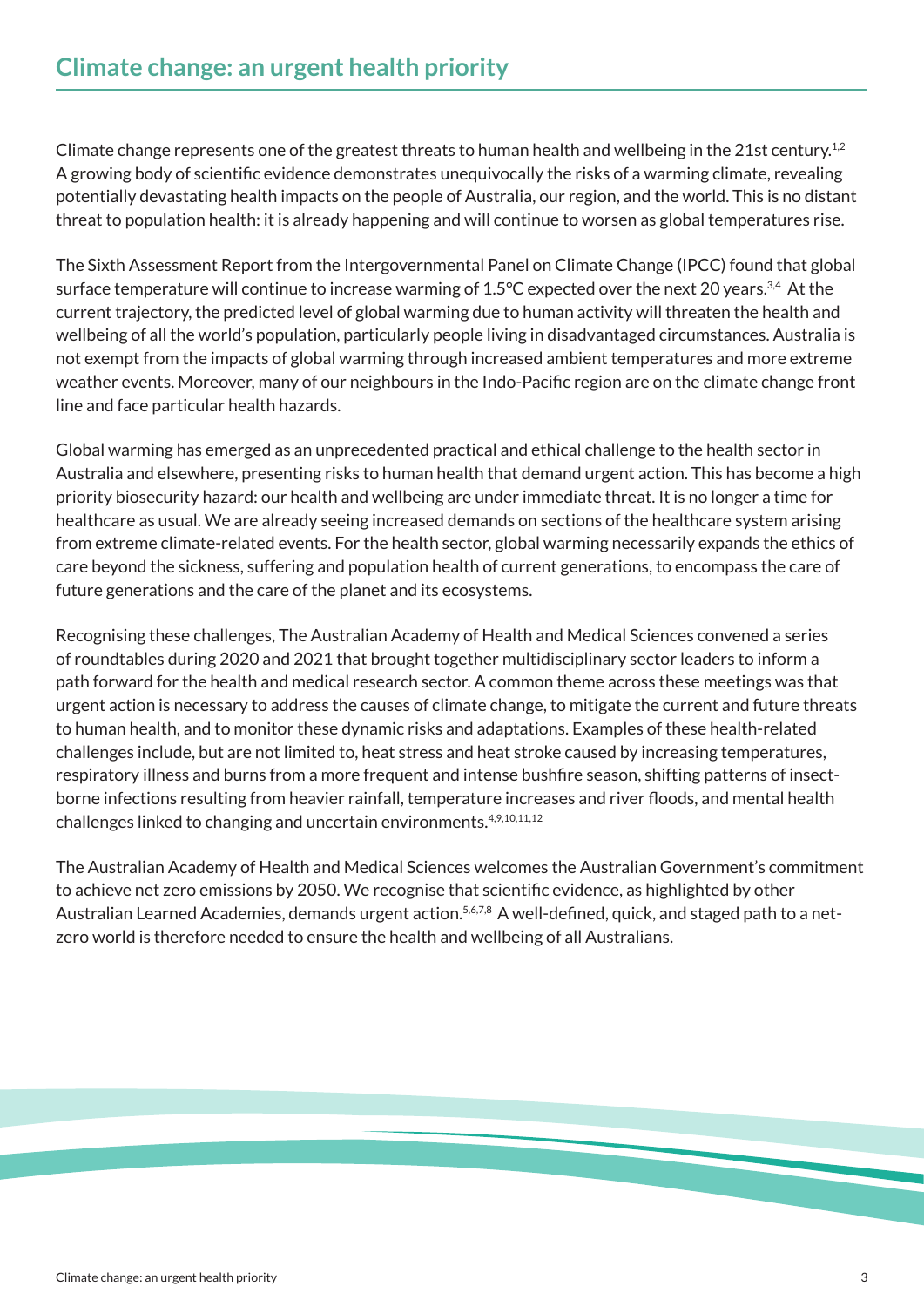# Climate change: an urgent health priority

Climate change represents one of the greatest threats to human health and wellbeing in the 21st century.[1,2] A growing body of scientific evidence demonstrates unequivocally the risks of a warming climate, revealing potentially devastating health impacts on the people of Australia, our region, and the world. This is no distant threat to population health: it is already happening and will continue to worsen as global temperatures rise.

The Sixth Assessment Report from the Intergovernmental Panel on Climate Change (IPCC) found that global surface temperature will continue to increase warming of 1.5°C expected over the next 20 years.[3,4] At the current trajectory, the predicted level of global warming due to human activity will threaten the health and wellbeing of all the world's population, particularly people living in disadvantaged circumstances. Australia is not exempt from the impacts of global warming through increased ambient temperatures and more extreme weather events. Moreover, many of our neighbours in the Indo-Pacific region are on the climate change front line and face particular health hazards.

Global warming has emerged as an unprecedented practical and ethical challenge to the health sector in Australia and elsewhere, presenting risks to human health that demand urgent action. This has become a high priority biosecurity hazard: our health and wellbeing are under immediate threat. It is no longer a time for healthcare as usual. We are already seeing increased demands on sections of the healthcare system arising from extreme climate-related events. For the health sector, global warming necessarily expands the ethics of care beyond the sickness, suffering and population health of current generations, to encompass the care of future generations and the care of the planet and its ecosystems.

Recognising these challenges, The Australian Academy of Health and Medical Sciences convened a series of roundtables during 2020 and 2021 that brought together multidisciplinary sector leaders to inform a path forward for the health and medical research sector. A common theme across these meetings was that urgent action is necessary to address the causes of climate change, to mitigate the current and future threats to human health, and to monitor these dynamic risks and adaptations. Examples of these health-related challenges include, but are not limited to, heat stress and heat stroke caused by increasing temperatures, respiratory illness and burns from a more frequent and intense bushfire season, shifting patterns of insect-borne infections resulting from heavier rainfall, temperature increases and river floods, and mental health challenges linked to changing and uncertain environments.[4,9,10,11,12]

The Australian Academy of Health and Medical Sciences welcomes the Australian Government's commitment to achieve net zero emissions by 2050. We recognise that scientific evidence, as highlighted by other Australian Learned Academies, demands urgent action.[5,6,7,8] A well-defined, quick, and staged path to a net-zero world is therefore needed to ensure the health and wellbeing of all Australians.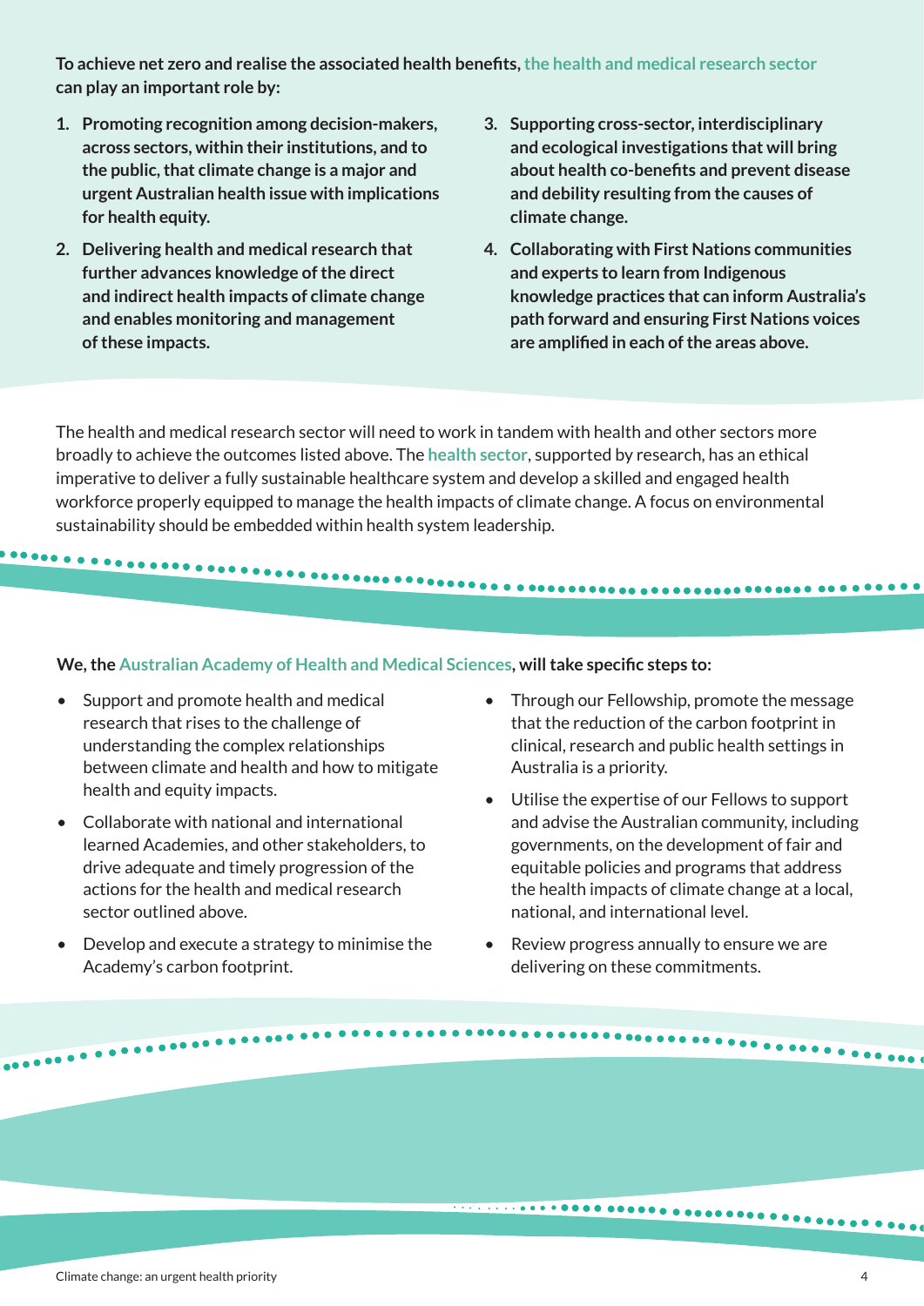**To achieve net zero and realise the associated health benefits, the health and medical research sector can play an important role by:**

1. **Promoting recognition among decision-makers, across sectors, within their institutions, and to the public, that climate change is a major and urgent Australian health issue with implications for health equity.**
2. **Delivering health and medical research that further advances knowledge of the direct and indirect health impacts of climate change and enables monitoring and management of these impacts.**
3. **Supporting cross-sector, interdisciplinary and ecological investigations that will bring about health co-benefits and prevent disease and debility resulting from the causes of climate change.**
4. **Collaborating with First Nations communities and experts to learn from Indigenous knowledge practices that can inform Australia's path forward and ensuring First Nations voices are amplified in each of the areas above.**

The health and medical research sector will need to work in tandem with health and other sectors more broadly to achieve the outcomes listed above. The **health sector**, supported by research, has an ethical imperative to deliver a fully sustainable healthcare system and develop a skilled and engaged health workforce properly equipped to manage the health impacts of climate change. A focus on environmental sustainability should be embedded within health system leadership.

**We, the Australian Academy of Health and Medical Sciences, will take specific steps to:**

- Support and promote health and medical research that rises to the challenge of understanding the complex relationships between climate and health and how to mitigate health and equity impacts.
- Collaborate with national and international learned Academies, and other stakeholders, to drive adequate and timely progression of the actions for the health and medical research sector outlined above.
- Develop and execute a strategy to minimise the Academy's carbon footprint.
- Through our Fellowship, promote the message that the reduction of the carbon footprint in clinical, research and public health settings in Australia is a priority.
- Utilise the expertise of our Fellows to support and advise the Australian community, including governments, on the development of fair and equitable policies and programs that address the health impacts of climate change at a local, national, and international level.
- Review progress annually to ensure we are delivering on these commitments.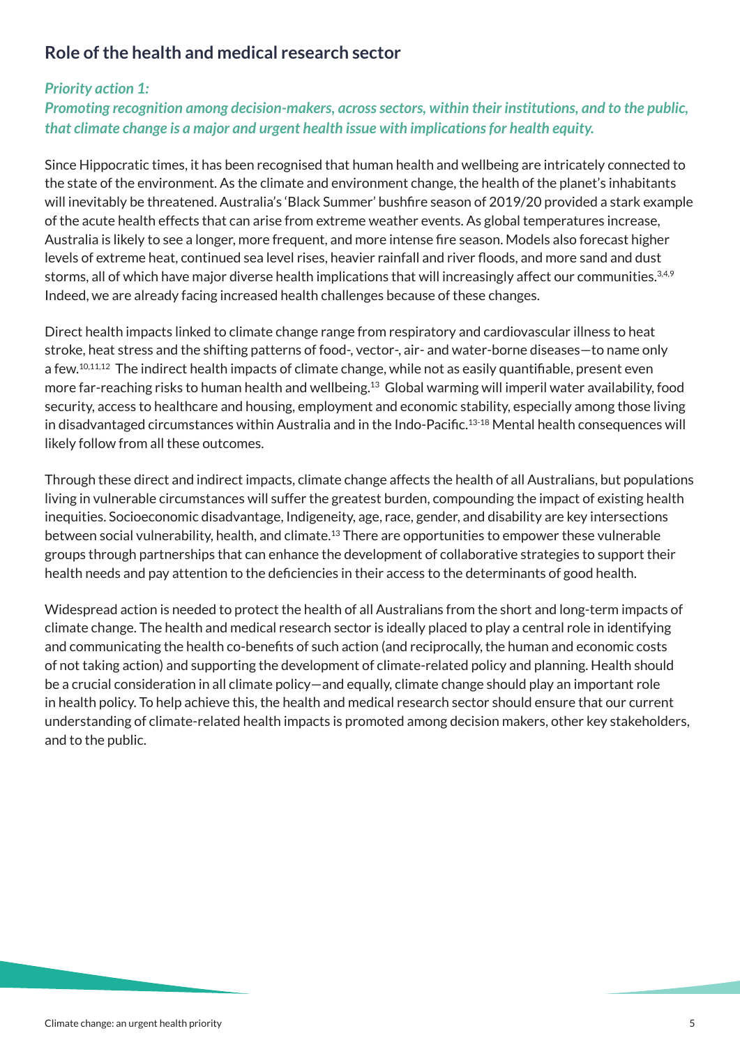## Role of the health and medical research sector

***Priority action 1:***
***Promoting recognition among decision-makers, across sectors, within their institutions, and to the public, that climate change is a major and urgent health issue with implications for health equity.***

Since Hippocratic times, it has been recognised that human health and wellbeing are intricately connected to the state of the environment. As the climate and environment change, the health of the planet's inhabitants will inevitably be threatened. Australia's 'Black Summer' bushfire season of 2019/20 provided a stark example of the acute health effects that can arise from extreme weather events. As global temperatures increase, Australia is likely to see a longer, more frequent, and more intense fire season. Models also forecast higher levels of extreme heat, continued sea level rises, heavier rainfall and river floods, and more sand and dust storms, all of which have major diverse health implications that will increasingly affect our communities.[3,4,9] Indeed, we are already facing increased health challenges because of these changes.

Direct health impacts linked to climate change range from respiratory and cardiovascular illness to heat stroke, heat stress and the shifting patterns of food-, vector-, air- and water-borne diseases—to name only a few.[10,11,12] The indirect health impacts of climate change, while not as easily quantifiable, present even more far-reaching risks to human health and wellbeing.[13] Global warming will imperil water availability, food security, access to healthcare and housing, employment and economic stability, especially among those living in disadvantaged circumstances within Australia and in the Indo-Pacific.[13-18] Mental health consequences will likely follow from all these outcomes.

Through these direct and indirect impacts, climate change affects the health of all Australians, but populations living in vulnerable circumstances will suffer the greatest burden, compounding the impact of existing health inequities. Socioeconomic disadvantage, Indigeneity, age, race, gender, and disability are key intersections between social vulnerability, health, and climate.[13] There are opportunities to empower these vulnerable groups through partnerships that can enhance the development of collaborative strategies to support their health needs and pay attention to the deficiencies in their access to the determinants of good health.

Widespread action is needed to protect the health of all Australians from the short and long-term impacts of climate change. The health and medical research sector is ideally placed to play a central role in identifying and communicating the health co-benefits of such action (and reciprocally, the human and economic costs of not taking action) and supporting the development of climate-related policy and planning. Health should be a crucial consideration in all climate policy—and equally, climate change should play an important role in health policy. To help achieve this, the health and medical research sector should ensure that our current understanding of climate-related health impacts is promoted among decision makers, other key stakeholders, and to the public.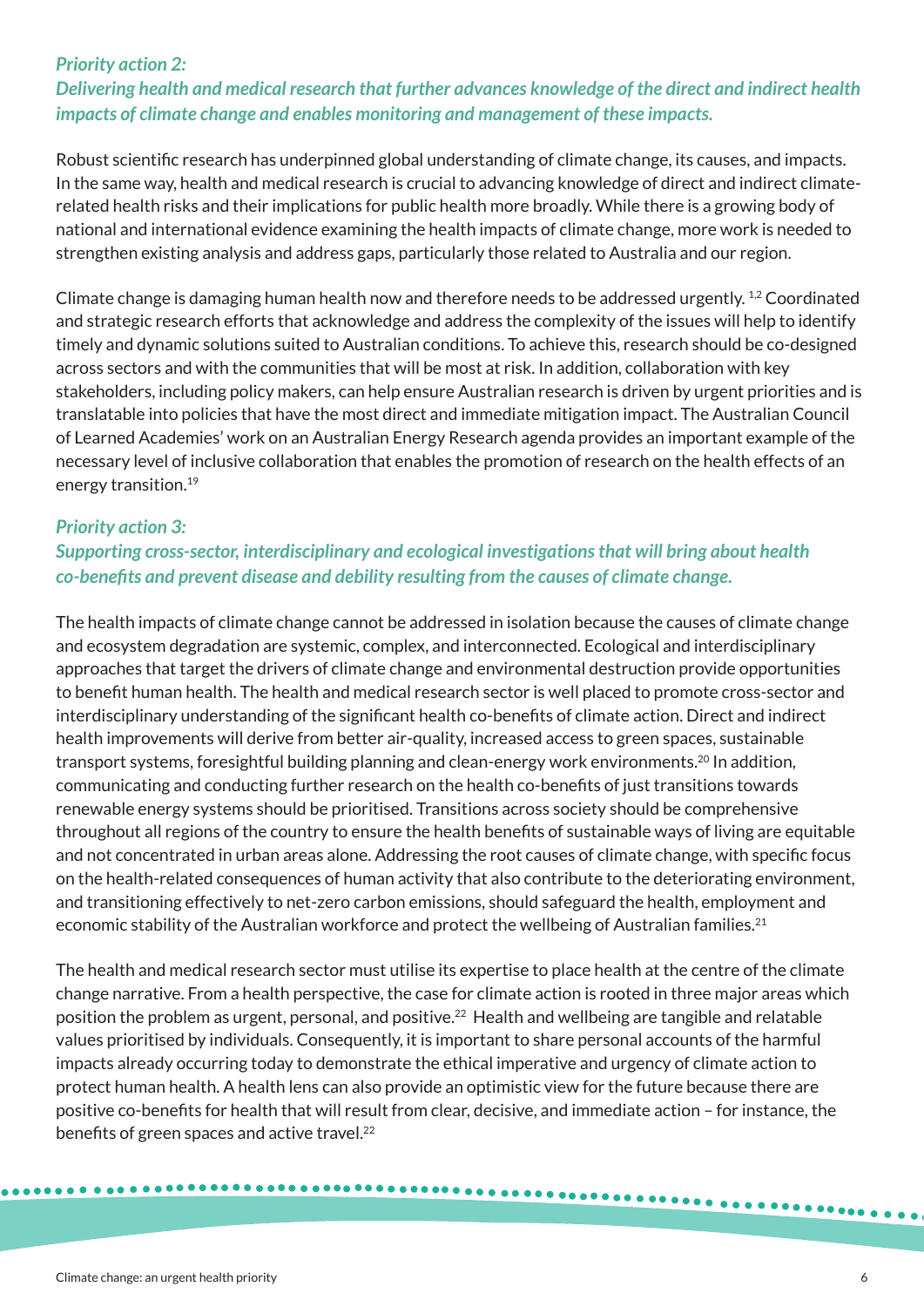### *Priority action 2:*
### *Delivering health and medical research that further advances knowledge of the direct and indirect health impacts of climate change and enables monitoring and management of these impacts.*

Robust scientific research has underpinned global understanding of climate change, its causes, and impacts. In the same way, health and medical research is crucial to advancing knowledge of direct and indirect climate-related health risks and their implications for public health more broadly. While there is a growing body of national and international evidence examining the health impacts of climate change, more work is needed to strengthen existing analysis and address gaps, particularly those related to Australia and our region.

Climate change is damaging human health now and therefore needs to be addressed urgently.[1,2] Coordinated and strategic research efforts that acknowledge and address the complexity of the issues will help to identify timely and dynamic solutions suited to Australian conditions. To achieve this, research should be co-designed across sectors and with the communities that will be most at risk. In addition, collaboration with key stakeholders, including policy makers, can help ensure Australian research is driven by urgent priorities and is translatable into policies that have the most direct and immediate mitigation impact. The Australian Council of Learned Academies' work on an Australian Energy Research agenda provides an important example of the necessary level of inclusive collaboration that enables the promotion of research on the health effects of an energy transition.[19]

### *Priority action 3:*
### *Supporting cross-sector, interdisciplinary and ecological investigations that will bring about health co-benefits and prevent disease and debility resulting from the causes of climate change.*

The health impacts of climate change cannot be addressed in isolation because the causes of climate change and ecosystem degradation are systemic, complex, and interconnected. Ecological and interdisciplinary approaches that target the drivers of climate change and environmental destruction provide opportunities to benefit human health. The health and medical research sector is well placed to promote cross-sector and interdisciplinary understanding of the significant health co-benefits of climate action. Direct and indirect health improvements will derive from better air-quality, increased access to green spaces, sustainable transport systems, foresightful building planning and clean-energy work environments.[20] In addition, communicating and conducting further research on the health co-benefits of just transitions towards renewable energy systems should be prioritised. Transitions across society should be comprehensive throughout all regions of the country to ensure the health benefits of sustainable ways of living are equitable and not concentrated in urban areas alone. Addressing the root causes of climate change, with specific focus on the health-related consequences of human activity that also contribute to the deteriorating environment, and transitioning effectively to net-zero carbon emissions, should safeguard the health, employment and economic stability of the Australian workforce and protect the wellbeing of Australian families.[21]

The health and medical research sector must utilise its expertise to place health at the centre of the climate change narrative. From a health perspective, the case for climate action is rooted in three major areas which position the problem as urgent, personal, and positive.[22] Health and wellbeing are tangible and relatable values prioritised by individuals. Consequently, it is important to share personal accounts of the harmful impacts already occurring today to demonstrate the ethical imperative and urgency of climate action to protect human health. A health lens can also provide an optimistic view for the future because there are positive co-benefits for health that will result from clear, decisive, and immediate action – for instance, the benefits of green spaces and active travel.[22]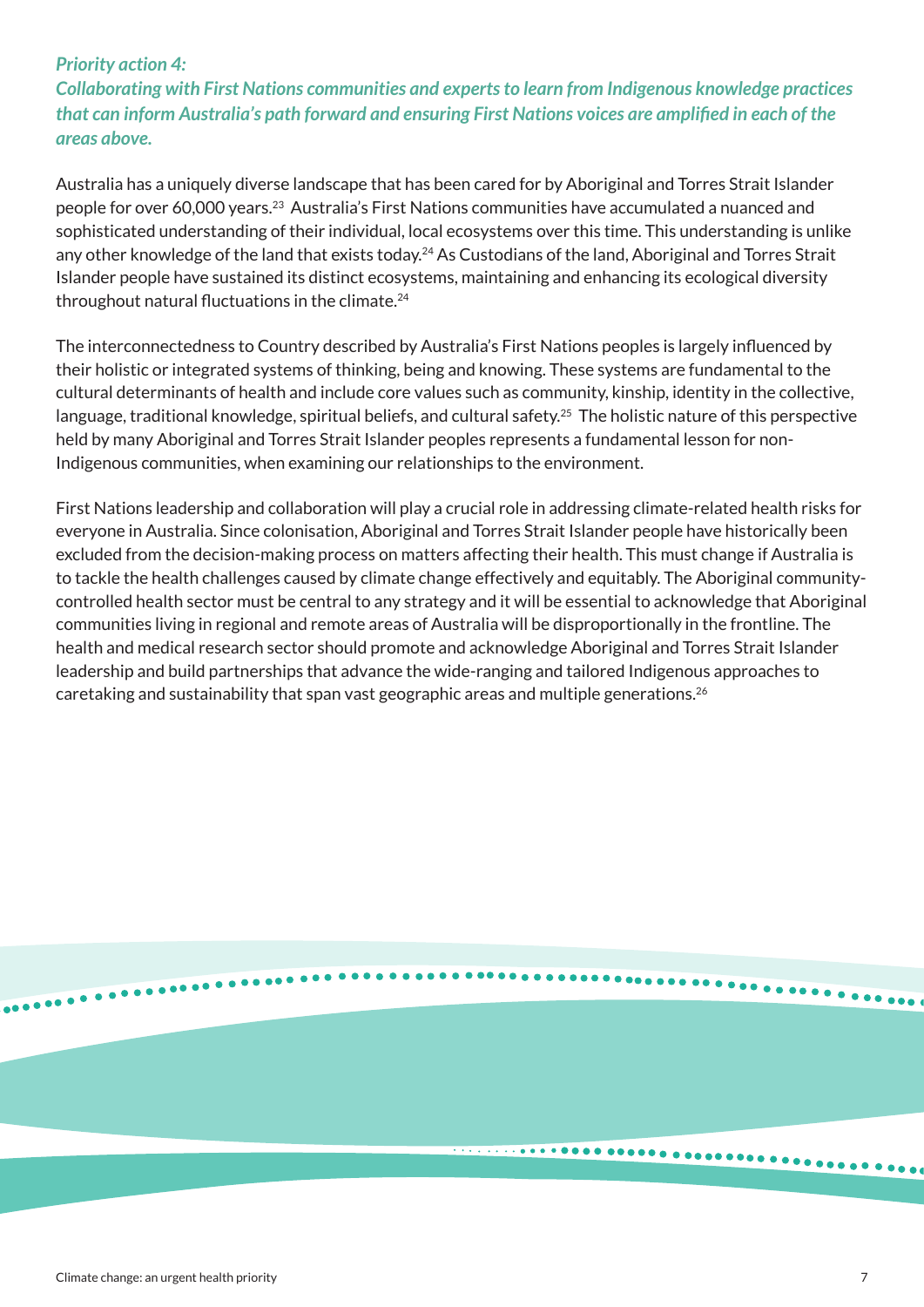### *Priority action 4: Collaborating with First Nations communities and experts to learn from Indigenous knowledge practices that can inform Australia's path forward and ensuring First Nations voices are amplified in each of the areas above.*

Australia has a uniquely diverse landscape that has been cared for by Aboriginal and Torres Strait Islander people for over 60,000 years.[23] Australia's First Nations communities have accumulated a nuanced and sophisticated understanding of their individual, local ecosystems over this time. This understanding is unlike any other knowledge of the land that exists today.[24] As Custodians of the land, Aboriginal and Torres Strait Islander people have sustained its distinct ecosystems, maintaining and enhancing its ecological diversity throughout natural fluctuations in the climate.[24]

The interconnectedness to Country described by Australia's First Nations peoples is largely influenced by their holistic or integrated systems of thinking, being and knowing. These systems are fundamental to the cultural determinants of health and include core values such as community, kinship, identity in the collective, language, traditional knowledge, spiritual beliefs, and cultural safety.[25] The holistic nature of this perspective held by many Aboriginal and Torres Strait Islander peoples represents a fundamental lesson for non-Indigenous communities, when examining our relationships to the environment.

First Nations leadership and collaboration will play a crucial role in addressing climate-related health risks for everyone in Australia. Since colonisation, Aboriginal and Torres Strait Islander people have historically been excluded from the decision-making process on matters affecting their health. This must change if Australia is to tackle the health challenges caused by climate change effectively and equitably. The Aboriginal community-controlled health sector must be central to any strategy and it will be essential to acknowledge that Aboriginal communities living in regional and remote areas of Australia will be disproportionally in the frontline. The health and medical research sector should promote and acknowledge Aboriginal and Torres Strait Islander leadership and build partnerships that advance the wide-ranging and tailored Indigenous approaches to caretaking and sustainability that span vast geographic areas and multiple generations.[26]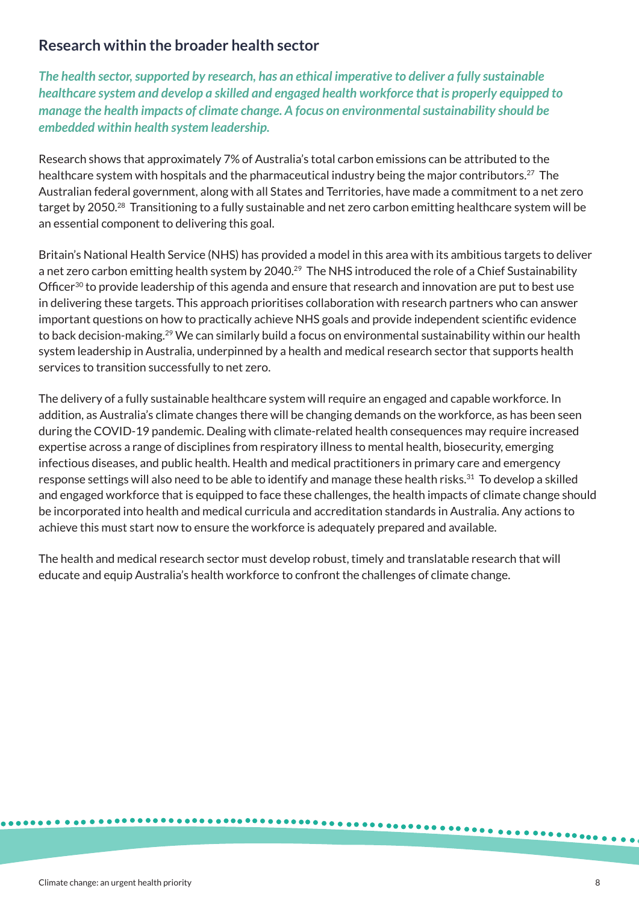## Research within the broader health sector

***The health sector, supported by research, has an ethical imperative to deliver a fully sustainable healthcare system and develop a skilled and engaged health workforce that is properly equipped to manage the health impacts of climate change. A focus on environmental sustainability should be embedded within health system leadership.***

Research shows that approximately 7% of Australia's total carbon emissions can be attributed to the healthcare system with hospitals and the pharmaceutical industry being the major contributors.[27] The Australian federal government, along with all States and Territories, have made a commitment to a net zero target by 2050.[28] Transitioning to a fully sustainable and net zero carbon emitting healthcare system will be an essential component to delivering this goal.

Britain's National Health Service (NHS) has provided a model in this area with its ambitious targets to deliver a net zero carbon emitting health system by 2040.[29] The NHS introduced the role of a Chief Sustainability Officer[30] to provide leadership of this agenda and ensure that research and innovation are put to best use in delivering these targets. This approach prioritises collaboration with research partners who can answer important questions on how to practically achieve NHS goals and provide independent scientific evidence to back decision-making.[29] We can similarly build a focus on environmental sustainability within our health system leadership in Australia, underpinned by a health and medical research sector that supports health services to transition successfully to net zero.

The delivery of a fully sustainable healthcare system will require an engaged and capable workforce. In addition, as Australia's climate changes there will be changing demands on the workforce, as has been seen during the COVID-19 pandemic. Dealing with climate-related health consequences may require increased expertise across a range of disciplines from respiratory illness to mental health, biosecurity, emerging infectious diseases, and public health. Health and medical practitioners in primary care and emergency response settings will also need to be able to identify and manage these health risks.[31] To develop a skilled and engaged workforce that is equipped to face these challenges, the health impacts of climate change should be incorporated into health and medical curricula and accreditation standards in Australia. Any actions to achieve this must start now to ensure the workforce is adequately prepared and available.

The health and medical research sector must develop robust, timely and translatable research that will educate and equip Australia's health workforce to confront the challenges of climate change.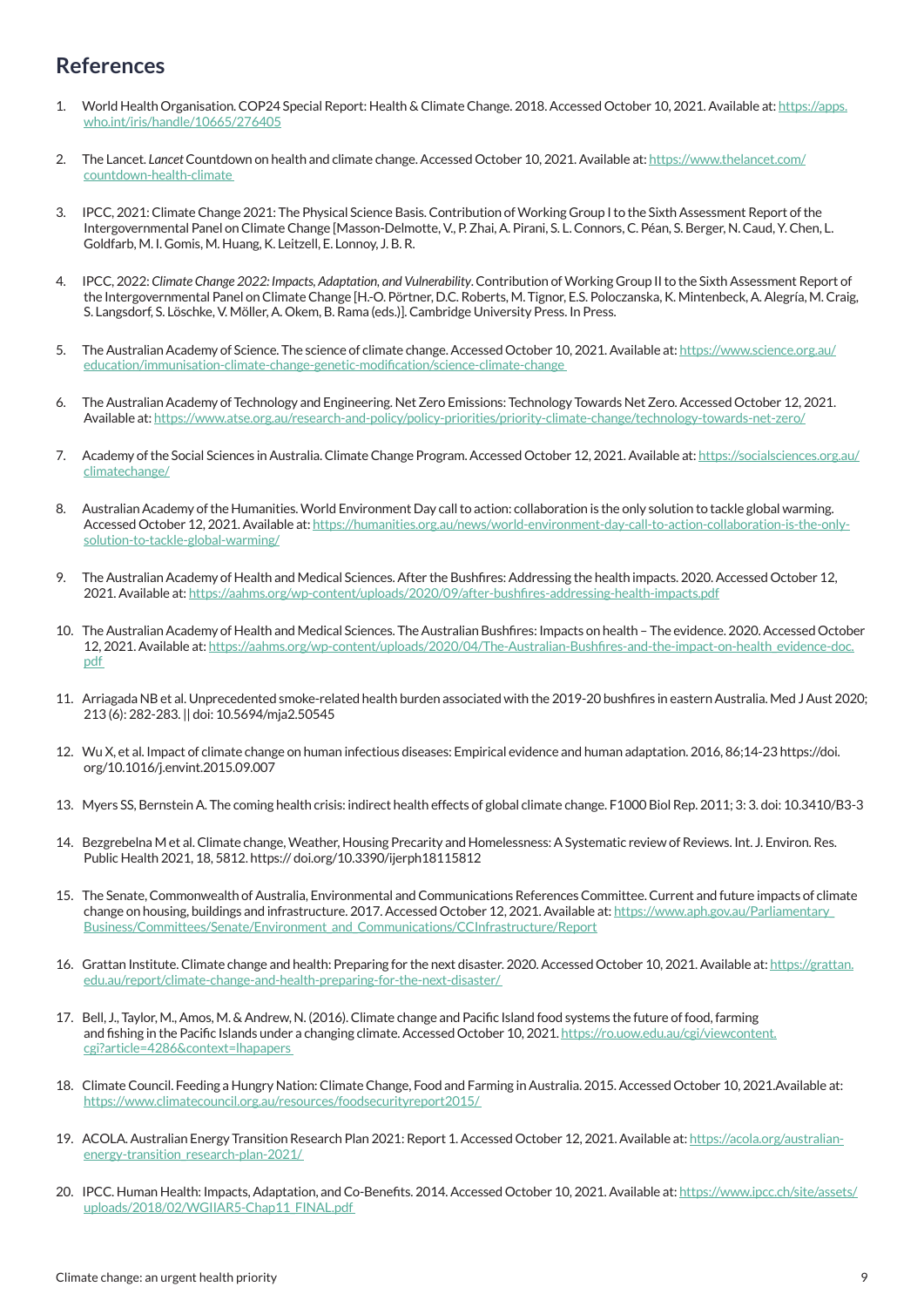## References

1. World Health Organisation. COP24 Special Report: Health & Climate Change. 2018. Accessed October 10, 2021. Available at: https://apps.who.int/iris/handle/10665/276405

2. The Lancet. *Lancet* Countdown on health and climate change. Accessed October 10, 2021. Available at: https://www.thelancet.com/countdown-health-climate

3. IPCC, 2021: Climate Change 2021: The Physical Science Basis. Contribution of Working Group I to the Sixth Assessment Report of the Intergovernmental Panel on Climate Change [Masson-Delmotte, V., P. Zhai, A. Pirani, S. L. Connors, C. Péan, S. Berger, N. Caud, Y. Chen, L. Goldfarb, M. I. Gomis, M. Huang, K. Leitzell, E. Lonnoy, J. B. R.

4. IPCC, 2022: *Climate Change 2022: Impacts, Adaptation, and Vulnerability*. Contribution of Working Group II to the Sixth Assessment Report of the Intergovernmental Panel on Climate Change [H.-O. Pörtner, D.C. Roberts, M. Tignor, E.S. Poloczanska, K. Mintenbeck, A. Alegría, M. Craig, S. Langsdorf, S. Löschke, V. Möller, A. Okem, B. Rama (eds.)]. Cambridge University Press. In Press.

5. The Australian Academy of Science. The science of climate change. Accessed October 10, 2021. Available at: https://www.science.org.au/education/immunisation-climate-change-genetic-modification/science-climate-change

6. The Australian Academy of Technology and Engineering. Net Zero Emissions: Technology Towards Net Zero. Accessed October 12, 2021. Available at: https://www.atse.org.au/research-and-policy/policy-priorities/priority-climate-change/technology-towards-net-zero/

7. Academy of the Social Sciences in Australia. Climate Change Program. Accessed October 12, 2021. Available at: https://socialsciences.org.au/climatechange/

8. Australian Academy of the Humanities. World Environment Day call to action: collaboration is the only solution to tackle global warming. Accessed October 12, 2021. Available at: https://humanities.org.au/news/world-environment-day-call-to-action-collaboration-is-the-only-solution-to-tackle-global-warming/

9. The Australian Academy of Health and Medical Sciences. After the Bushfires: Addressing the health impacts. 2020. Accessed October 12, 2021. Available at: https://aahms.org/wp-content/uploads/2020/09/after-bushfires-addressing-health-impacts.pdf

10. The Australian Academy of Health and Medical Sciences. The Australian Bushfires: Impacts on health – The evidence. 2020. Accessed October 12, 2021. Available at: https://aahms.org/wp-content/uploads/2020/04/The-Australian-Bushfires-and-the-impact-on-health_evidence-doc.pdf

11. Arriagada NB et al. Unprecedented smoke-related health burden associated with the 2019-20 bushfires in eastern Australia. Med J Aust 2020; 213 (6): 282-283. || doi: 10.5694/mja2.50545

12. Wu X, et al. Impact of climate change on human infectious diseases: Empirical evidence and human adaptation. 2016, 86;14-23 https://doi.org/10.1016/j.envint.2015.09.007

13. Myers SS, Bernstein A. The coming health crisis: indirect health effects of global climate change. F1000 Biol Rep. 2011; 3: 3. doi: 10.3410/B3-3

14. Bezgrebelna M et al. Climate change, Weather, Housing Precarity and Homelessness: A Systematic review of Reviews. Int. J. Environ. Res. Public Health 2021, 18, 5812. https:// doi.org/10.3390/ijerph18115812

15. The Senate, Commonwealth of Australia, Environmental and Communications References Committee. Current and future impacts of climate change on housing, buildings and infrastructure. 2017. Accessed October 12, 2021. Available at: https://www.aph.gov.au/Parliamentary_Business/Committees/Senate/Environment_and_Communications/CCInfrastructure/Report

16. Grattan Institute. Climate change and health: Preparing for the next disaster. 2020. Accessed October 10, 2021. Available at: https://grattan.edu.au/report/climate-change-and-health-preparing-for-the-next-disaster/

17. Bell, J., Taylor, M., Amos, M. & Andrew, N. (2016). Climate change and Pacific Island food systems the future of food, farming and fishing in the Pacific Islands under a changing climate. Accessed October 10, 2021. https://ro.uow.edu.au/cgi/viewcontent.cgi?article=4286&context=lhapapers

18. Climate Council. Feeding a Hungry Nation: Climate Change, Food and Farming in Australia. 2015. Accessed October 10, 2021.Available at: https://www.climatecouncil.org.au/resources/foodsecurityreport2015/

19. ACOLA. Australian Energy Transition Research Plan 2021: Report 1. Accessed October 12, 2021. Available at: https://acola.org/australian-energy-transition_research-plan-2021/

20. IPCC. Human Health: Impacts, Adaptation, and Co-Benefits. 2014. Accessed October 10, 2021. Available at: https://www.ipcc.ch/site/assets/uploads/2018/02/WGIIAR5-Chap11_FINAL.pdf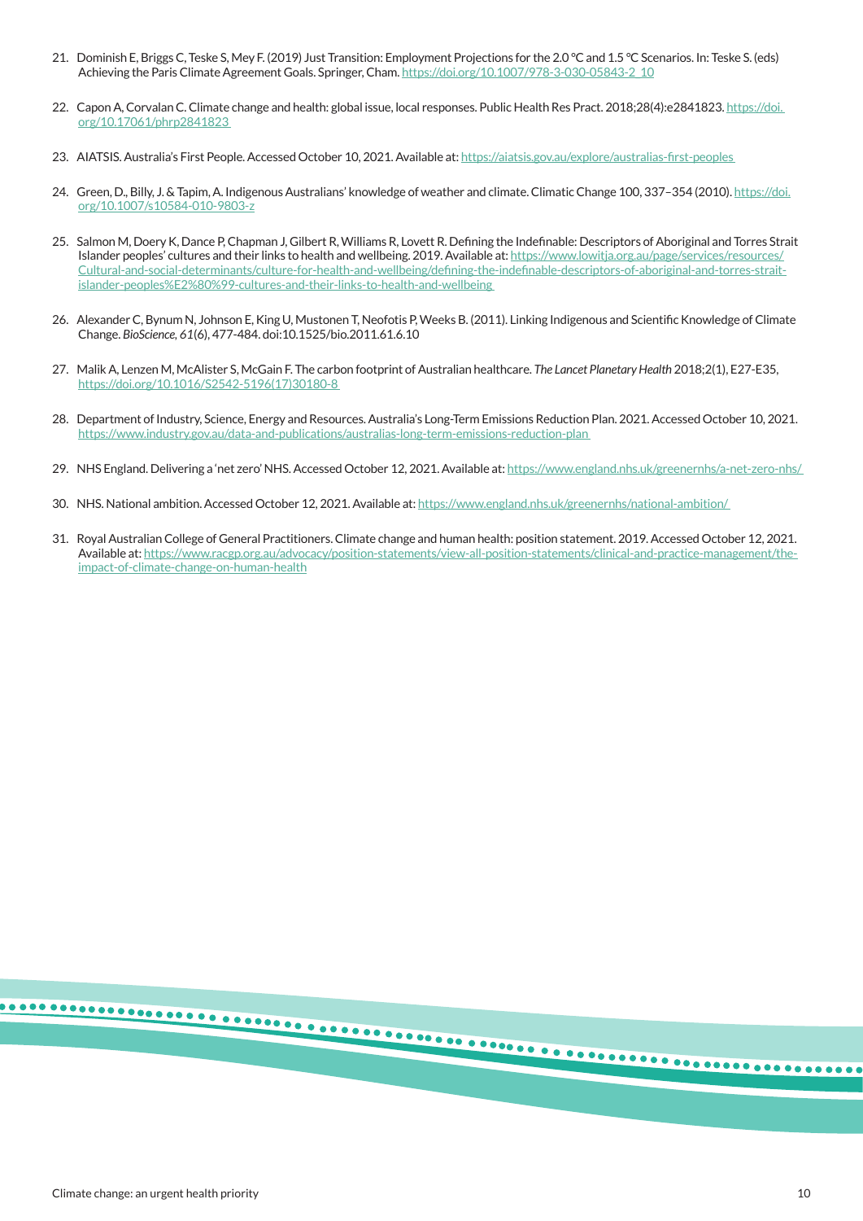21. Dominish E, Briggs C, Teske S, Mey F. (2019) Just Transition: Employment Projections for the 2.0 °C and 1.5 °C Scenarios. In: Teske S. (eds) Achieving the Paris Climate Agreement Goals. Springer, Cham. https://doi.org/10.1007/978-3-030-05843-2_10

22. Capon A, Corvalan C. Climate change and health: global issue, local responses. Public Health Res Pract. 2018;28(4):e2841823. https://doi.org/10.17061/phrp2841823

23. AIATSIS. Australia's First People. Accessed October 10, 2021. Available at: https://aiatsis.gov.au/explore/australias-first-peoples

24. Green, D., Billy, J. & Tapim, A. Indigenous Australians' knowledge of weather and climate. Climatic Change 100, 337–354 (2010). https://doi.org/10.1007/s10584-010-9803-z

25. Salmon M, Doery K, Dance P, Chapman J, Gilbert R, Williams R, Lovett R. Defining the Indefinable: Descriptors of Aboriginal and Torres Strait Islander peoples' cultures and their links to health and wellbeing. 2019. Available at: https://www.lowitja.org.au/page/services/resources/Cultural-and-social-determinants/culture-for-health-and-wellbeing/defining-the-indefinable-descriptors-of-aboriginal-and-torres-strait-islander-peoples%E2%80%99-cultures-and-their-links-to-health-and-wellbeing

26. Alexander C, Bynum N, Johnson E, King U, Mustonen T, Neofotis P, Weeks B. (2011). Linking Indigenous and Scientific Knowledge of Climate Change. *BioScience, 61*(6), 477-484. doi:10.1525/bio.2011.61.6.10

27. Malik A, Lenzen M, McAlister S, McGain F. The carbon footprint of Australian healthcare. *The Lancet Planetary Health* 2018;2(1), E27-E35, https://doi.org/10.1016/S2542-5196(17)30180-8

28. Department of Industry, Science, Energy and Resources. Australia's Long-Term Emissions Reduction Plan. 2021. Accessed October 10, 2021. https://www.industry.gov.au/data-and-publications/australias-long-term-emissions-reduction-plan

29. NHS England. Delivering a 'net zero' NHS. Accessed October 12, 2021. Available at: https://www.england.nhs.uk/greenernhs/a-net-zero-nhs/

30. NHS. National ambition. Accessed October 12, 2021. Available at: https://www.england.nhs.uk/greenernhs/national-ambition/

31. Royal Australian College of General Practitioners. Climate change and human health: position statement. 2019. Accessed October 12, 2021. Available at: https://www.racgp.org.au/advocacy/position-statements/view-all-position-statements/clinical-and-practice-management/the-impact-of-climate-change-on-human-health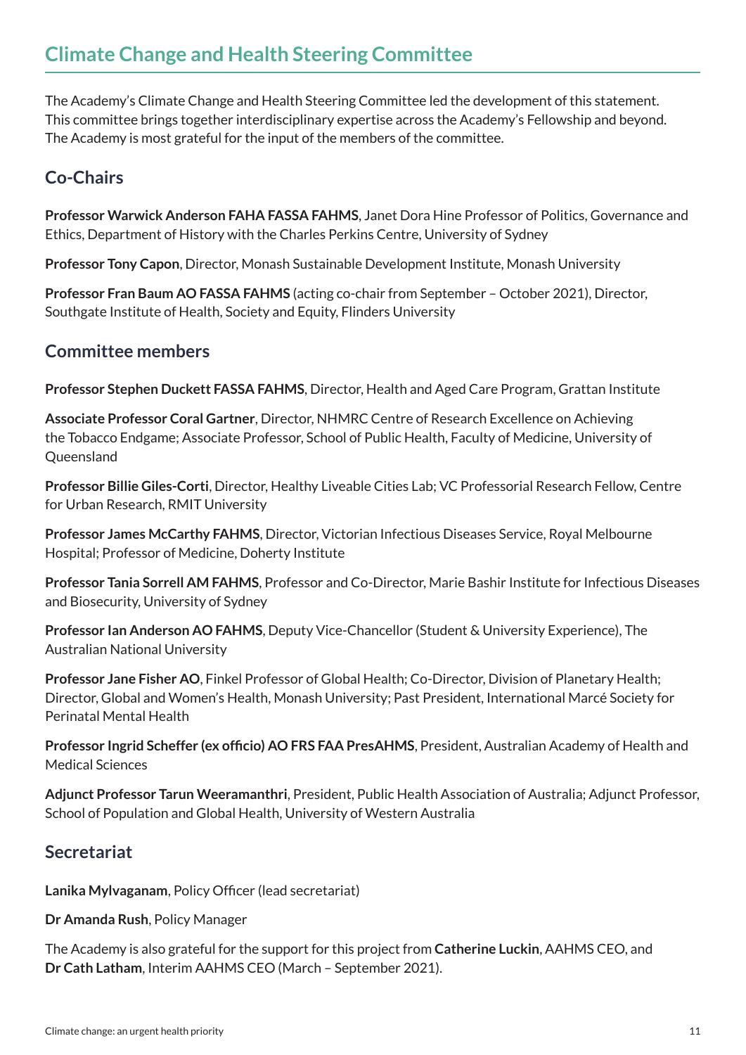# Climate Change and Health Steering Committee

The Academy's Climate Change and Health Steering Committee led the development of this statement. This committee brings together interdisciplinary expertise across the Academy's Fellowship and beyond. The Academy is most grateful for the input of the members of the committee.

## Co-Chairs

**Professor Warwick Anderson FAHA FASSA FAHMS**, Janet Dora Hine Professor of Politics, Governance and Ethics, Department of History with the Charles Perkins Centre, University of Sydney

**Professor Tony Capon**, Director, Monash Sustainable Development Institute, Monash University

**Professor Fran Baum AO FASSA FAHMS** (acting co-chair from September – October 2021), Director, Southgate Institute of Health, Society and Equity, Flinders University

## Committee members

**Professor Stephen Duckett FASSA FAHMS**, Director, Health and Aged Care Program, Grattan Institute

**Associate Professor Coral Gartner**, Director, NHMRC Centre of Research Excellence on Achieving the Tobacco Endgame; Associate Professor, School of Public Health, Faculty of Medicine, University of Queensland

**Professor Billie Giles-Corti**, Director, Healthy Liveable Cities Lab; VC Professorial Research Fellow, Centre for Urban Research, RMIT University

**Professor James McCarthy FAHMS**, Director, Victorian Infectious Diseases Service, Royal Melbourne Hospital; Professor of Medicine, Doherty Institute

**Professor Tania Sorrell AM FAHMS**, Professor and Co-Director, Marie Bashir Institute for Infectious Diseases and Biosecurity, University of Sydney

**Professor Ian Anderson AO FAHMS**, Deputy Vice-Chancellor (Student & University Experience), The Australian National University

**Professor Jane Fisher AO**, Finkel Professor of Global Health; Co-Director, Division of Planetary Health; Director, Global and Women's Health, Monash University; Past President, International Marcé Society for Perinatal Mental Health

**Professor Ingrid Scheffer (ex officio) AO FRS FAA PresAHMS**, President, Australian Academy of Health and Medical Sciences

**Adjunct Professor Tarun Weeramanthri**, President, Public Health Association of Australia; Adjunct Professor, School of Population and Global Health, University of Western Australia

## Secretariat

**Lanika Mylvaganam**, Policy Officer (lead secretariat)

**Dr Amanda Rush**, Policy Manager

The Academy is also grateful for the support for this project from **Catherine Luckin**, AAHMS CEO, and **Dr Cath Latham**, Interim AAHMS CEO (March – September 2021).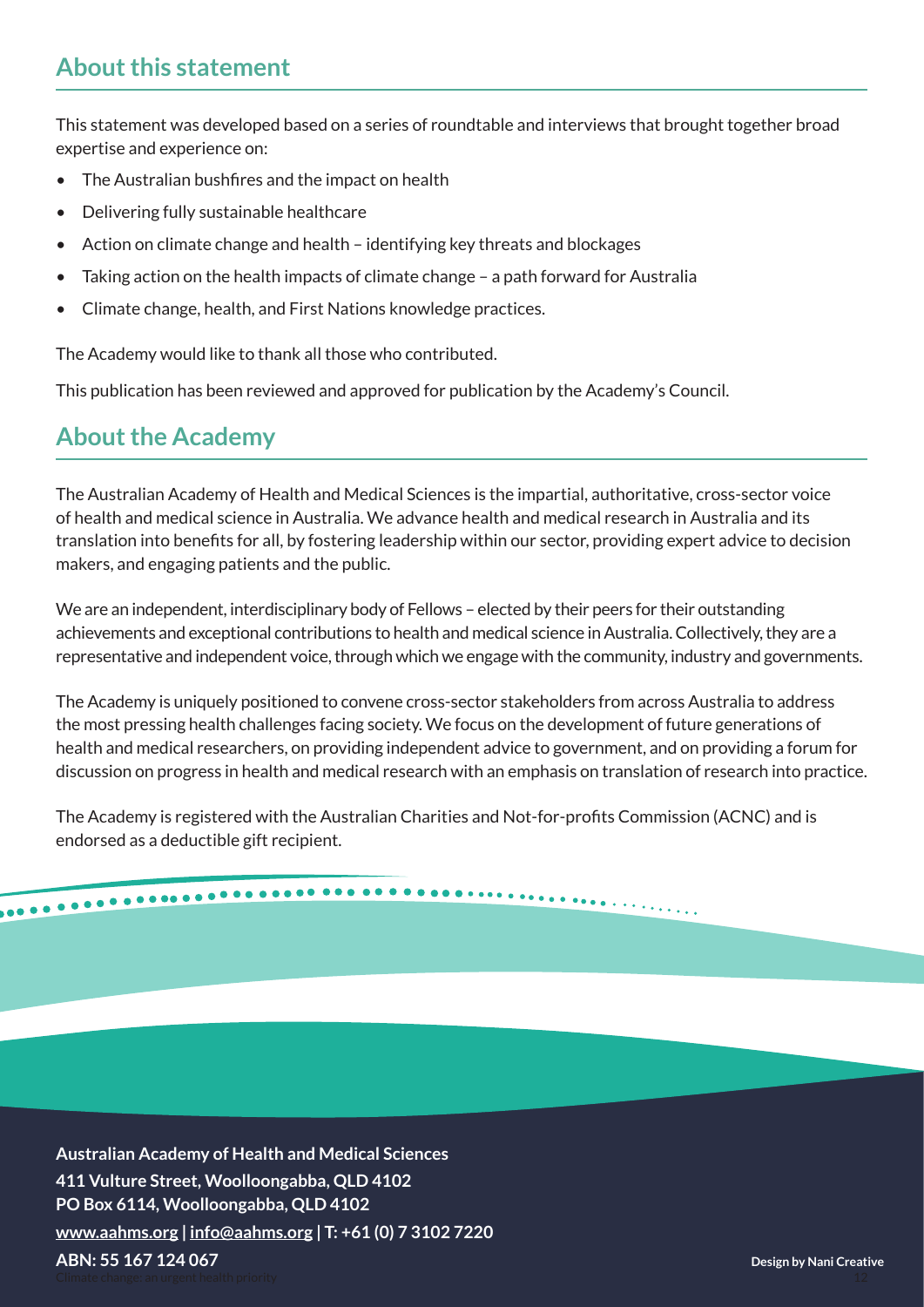## About this statement

This statement was developed based on a series of roundtable and interviews that brought together broad expertise and experience on:

- The Australian bushfires and the impact on health
- Delivering fully sustainable healthcare
- Action on climate change and health – identifying key threats and blockages
- Taking action on the health impacts of climate change – a path forward for Australia
- Climate change, health, and First Nations knowledge practices.

The Academy would like to thank all those who contributed.

This publication has been reviewed and approved for publication by the Academy's Council.

## About the Academy

The Australian Academy of Health and Medical Sciences is the impartial, authoritative, cross-sector voice of health and medical science in Australia. We advance health and medical research in Australia and its translation into benefits for all, by fostering leadership within our sector, providing expert advice to decision makers, and engaging patients and the public.

We are an independent, interdisciplinary body of Fellows – elected by their peers for their outstanding achievements and exceptional contributions to health and medical science in Australia. Collectively, they are a representative and independent voice, through which we engage with the community, industry and governments.

The Academy is uniquely positioned to convene cross-sector stakeholders from across Australia to address the most pressing health challenges facing society. We focus on the development of future generations of health and medical researchers, on providing independent advice to government, and on providing a forum for discussion on progress in health and medical research with an emphasis on translation of research into practice.

The Academy is registered with the Australian Charities and Not-for-profits Commission (ACNC) and is endorsed as a deductible gift recipient.

**Australian Academy of Health and Medical Sciences**
**411 Vulture Street, Woolloongabba, QLD 4102**
**PO Box 6114, Woolloongabba, QLD 4102**
**www.aahms.org | info@aahms.org | T: +61 (0) 7 3102 7220**
**ABN: 55 167 124 067**

**Design by Nani Creative**